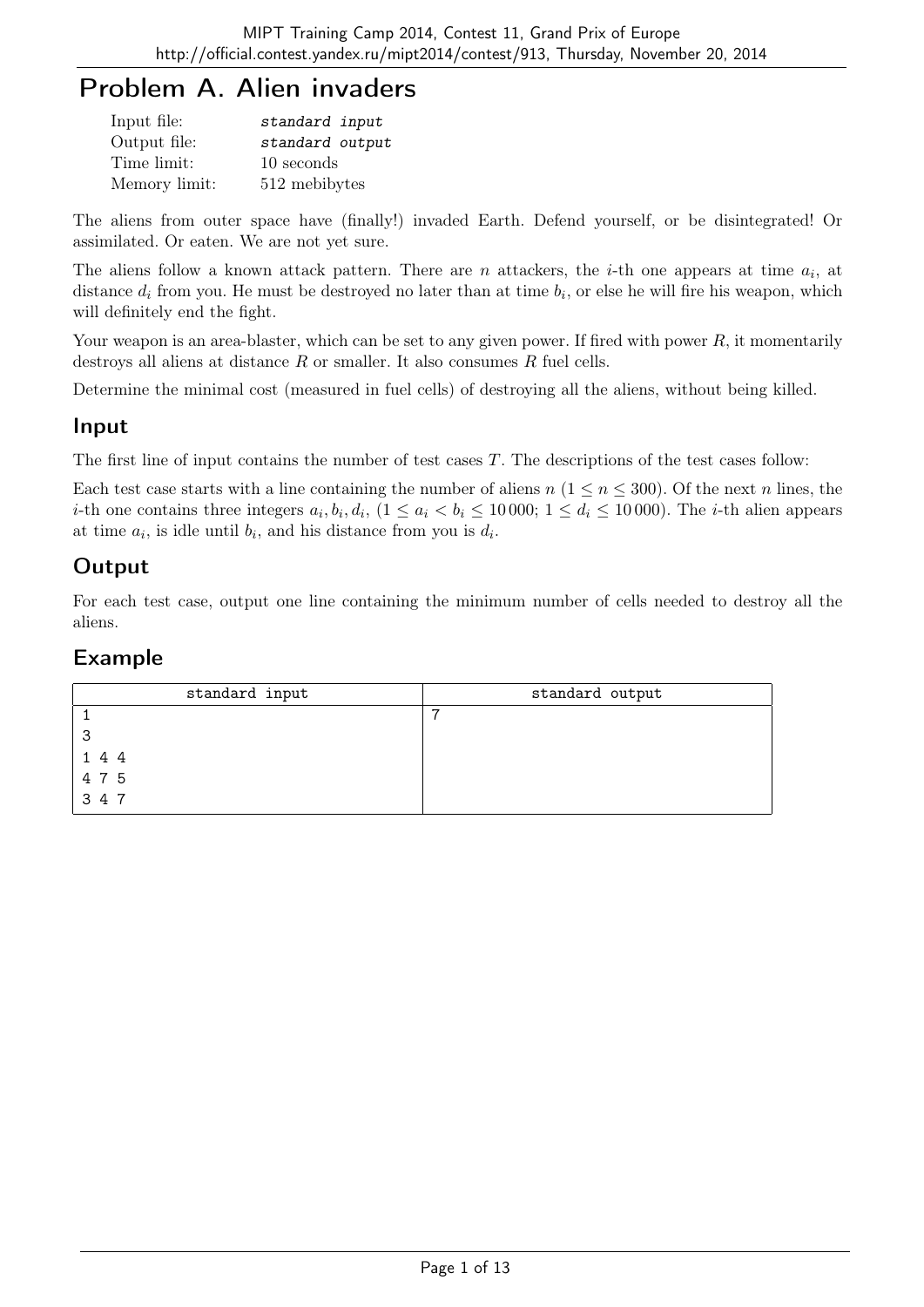# Problem A. Alien invaders

| | |
|---|---|
| Input file: | *standard input* |
| Output file: | *standard output* |
| Time limit: | 10 seconds |
| Memory limit: | 512 mebibytes |

The aliens from outer space have (finally!) invaded Earth. Defend yourself, or be disintegrated! Or assimilated. Or eaten. We are not yet sure.

The aliens follow a known attack pattern. There are $n$ attackers, the $i$-th one appears at time $a_i$, at distance $d_i$ from you. He must be destroyed no later than at time $b_i$, or else he will fire his weapon, which will definitely end the fight.

Your weapon is an area-blaster, which can be set to any given power. If fired with power $R$, it momentarily destroys all aliens at distance $R$ or smaller. It also consumes $R$ fuel cells.

Determine the minimal cost (measured in fuel cells) of destroying all the aliens, without being killed.

## Input

The first line of input contains the number of test cases $T$. The descriptions of the test cases follow:

Each test case starts with a line containing the number of aliens $n$ ($1 \leq n \leq 300$). Of the next $n$ lines, the $i$-th one contains three integers $a_i, b_i, d_i$, ($1 \leq a_i < b_i \leq 10\,000$; $1 \leq d_i \leq 10\,000$). The $i$-th alien appears at time $a_i$, is idle until $b_i$, and his distance from you is $d_i$.

## Output

For each test case, output one line containing the minimum number of cells needed to destroy all the aliens.

## Example

| standard input | standard output |
|---|---|
| 1<br>3<br>1 4 4<br>4 7 5<br>3 4 7 | 7 |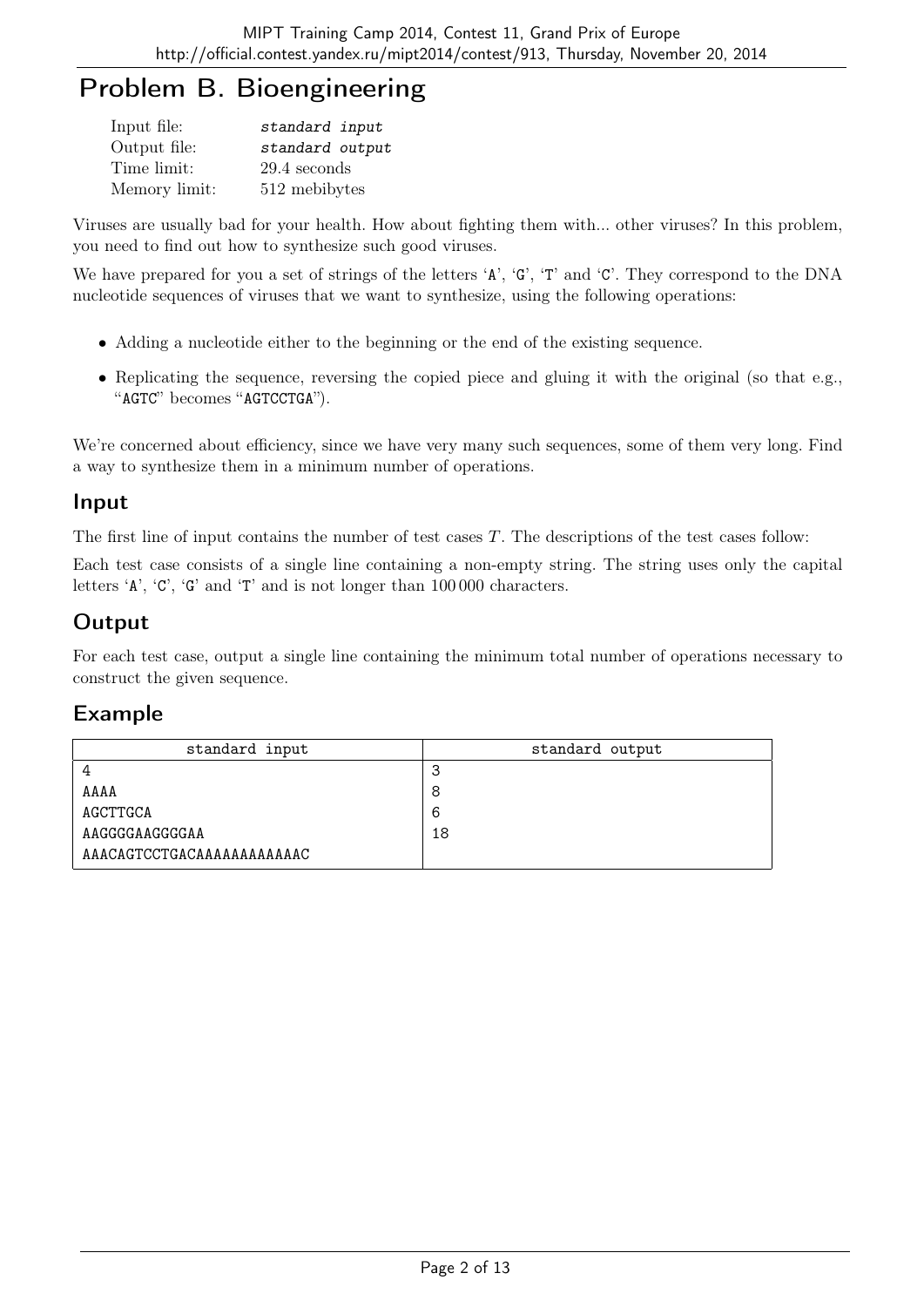# Problem B. Bioengineering

| | |
|---|---|
| Input file: | *standard input* |
| Output file: | *standard output* |
| Time limit: | 29.4 seconds |
| Memory limit: | 512 mebibytes |

Viruses are usually bad for your health. How about fighting them with... other viruses? In this problem, you need to find out how to synthesize such good viruses.

We have prepared for you a set of strings of the letters 'A', 'G', 'T' and 'C'. They correspond to the DNA nucleotide sequences of viruses that we want to synthesize, using the following operations:

- Adding a nucleotide either to the beginning or the end of the existing sequence.
- Replicating the sequence, reversing the copied piece and gluing it with the original (so that e.g., "AGTC" becomes "AGTCCTGA").

We're concerned about efficiency, since we have very many such sequences, some of them very long. Find a way to synthesize them in a minimum number of operations.

## Input

The first line of input contains the number of test cases $T$. The descriptions of the test cases follow:

Each test case consists of a single line containing a non-empty string. The string uses only the capital letters 'A', 'C', 'G' and 'T' and is not longer than 100 000 characters.

## Output

For each test case, output a single line containing the minimum total number of operations necessary to construct the given sequence.

## Example

| standard input | standard output |
|---|---|
| 4<br>AAAA<br>AGCTTGCA<br>AAGGGGAAGGGGAA<br>AAACAGTCCTGACAAAAAAAAAAAAC | 3<br>8<br>6<br>18 |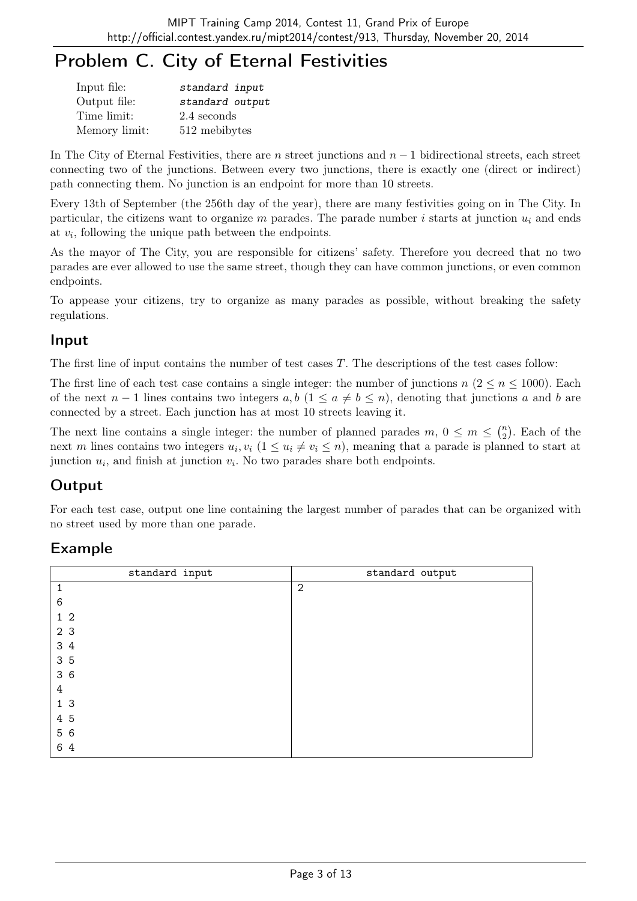# Problem C. City of Eternal Festivities

| | |
|---|---|
| Input file: | *standard input* |
| Output file: | *standard output* |
| Time limit: | 2.4 seconds |
| Memory limit: | 512 mebibytes |

In The City of Eternal Festivities, there are $n$ street junctions and $n-1$ bidirectional streets, each street connecting two of the junctions. Between every two junctions, there is exactly one (direct or indirect) path connecting them. No junction is an endpoint for more than 10 streets.

Every 13th of September (the 256th day of the year), there are many festivities going on in The City. In particular, the citizens want to organize $m$ parades. The parade number $i$ starts at junction $u_i$ and ends at $v_i$, following the unique path between the endpoints.

As the mayor of The City, you are responsible for citizens' safety. Therefore you decreed that no two parades are ever allowed to use the same street, though they can have common junctions, or even common endpoints.

To appease your citizens, try to organize as many parades as possible, without breaking the safety regulations.

## Input

The first line of input contains the number of test cases $T$. The descriptions of the test cases follow:

The first line of each test case contains a single integer: the number of junctions $n$ ($2 \le n \le 1000$). Each of the next $n-1$ lines contains two integers $a, b$ ($1 \le a \ne b \le n$), denoting that junctions $a$ and $b$ are connected by a street. Each junction has at most 10 streets leaving it.

The next line contains a single integer: the number of planned parades $m$, $0 \le m \le \binom{n}{2}$. Each of the next $m$ lines contains two integers $u_i, v_i$ ($1 \le u_i \ne v_i \le n$), meaning that a parade is planned to start at junction $u_i$, and finish at junction $v_i$. No two parades share both endpoints.

## Output

For each test case, output one line containing the largest number of parades that can be organized with no street used by more than one parade.

## Example

| standard input | standard output |
|---|---|
| 1<br>6<br>1 2<br>2 3<br>3 4<br>3 5<br>3 6<br>4<br>1 3<br>4 5<br>5 6<br>6 4 | 2 |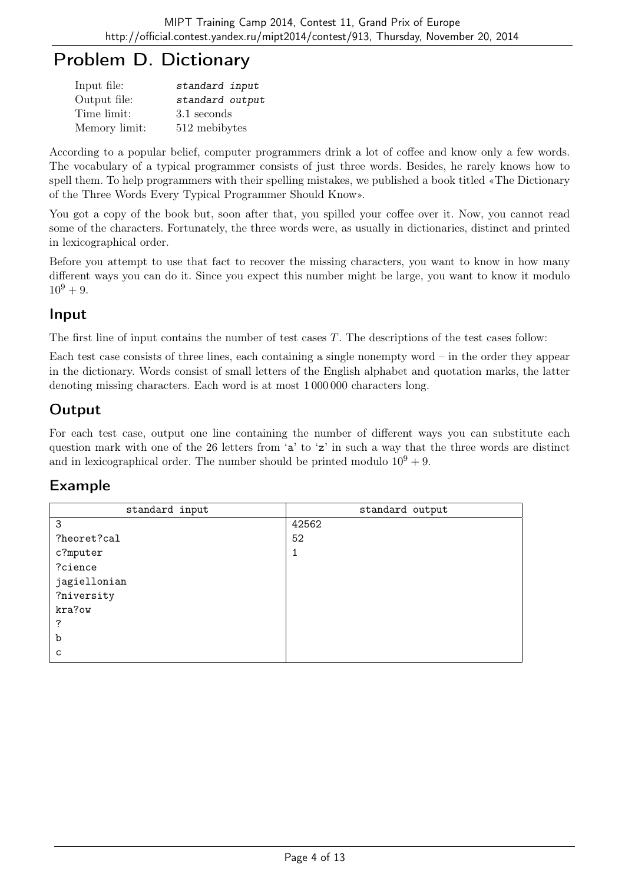# Problem D. Dictionary

| | |
|---|---|
| Input file: | *standard input* |
| Output file: | *standard output* |
| Time limit: | 3.1 seconds |
| Memory limit: | 512 mebibytes |

According to a popular belief, computer programmers drink a lot of coffee and know only a few words. The vocabulary of a typical programmer consists of just three words. Besides, he rarely knows how to spell them. To help programmers with their spelling mistakes, we published a book titled «The Dictionary of the Three Words Every Typical Programmer Should Know».

You got a copy of the book but, soon after that, you spilled your coffee over it. Now, you cannot read some of the characters. Fortunately, the three words were, as usually in dictionaries, distinct and printed in lexicographical order.

Before you attempt to use that fact to recover the missing characters, you want to know in how many different ways you can do it. Since you expect this number might be large, you want to know it modulo $10^9 + 9$.

## Input

The first line of input contains the number of test cases $T$. The descriptions of the test cases follow:

Each test case consists of three lines, each containing a single nonempty word – in the order they appear in the dictionary. Words consist of small letters of the English alphabet and quotation marks, the latter denoting missing characters. Each word is at most 1 000 000 characters long.

## Output

For each test case, output one line containing the number of different ways you can substitute each question mark with one of the 26 letters from 'a' to 'z' in such a way that the three words are distinct and in lexicographical order. The number should be printed modulo $10^9 + 9$.

## Example

| standard input | standard output |
|---|---|
| 3<br>?heoret?cal<br>c?mputer<br>?cience<br>jagiellonian<br>?niversity<br>kra?ow<br>?<br>b<br>c | 42562<br>52<br>1 |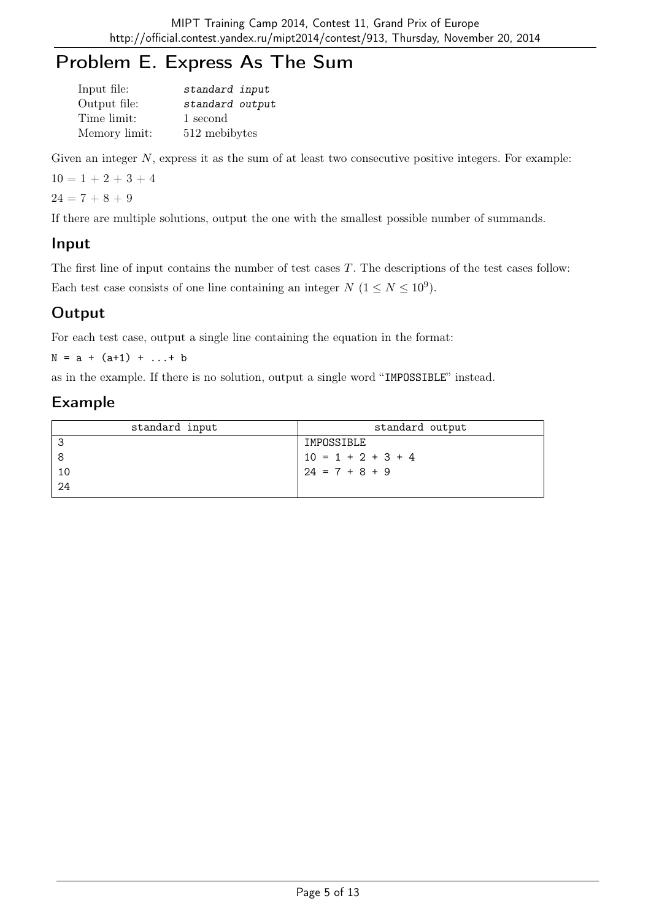# Problem E. Express As The Sum

| | |
|---|---|
| Input file: | *standard input* |
| Output file: | *standard output* |
| Time limit: | 1 second |
| Memory limit: | 512 mebibytes |

Given an integer $N$, express it as the sum of at least two consecutive positive integers. For example:

$10 = 1 + 2 + 3 + 4$

$24 = 7 + 8 + 9$

If there are multiple solutions, output the one with the smallest possible number of summands.

## Input

The first line of input contains the number of test cases $T$. The descriptions of the test cases follow:

Each test case consists of one line containing an integer $N$ ($1 \le N \le 10^9$).

## Output

For each test case, output a single line containing the equation in the format:

`N = a + (a+1) + ...+ b`

as in the example. If there is no solution, output a single word "`IMPOSSIBLE`" instead.

## Example

| standard input | standard output |
|---|---|
| 3<br>8<br>10<br>24 | IMPOSSIBLE<br>10 = 1 + 2 + 3 + 4<br>24 = 7 + 8 + 9 |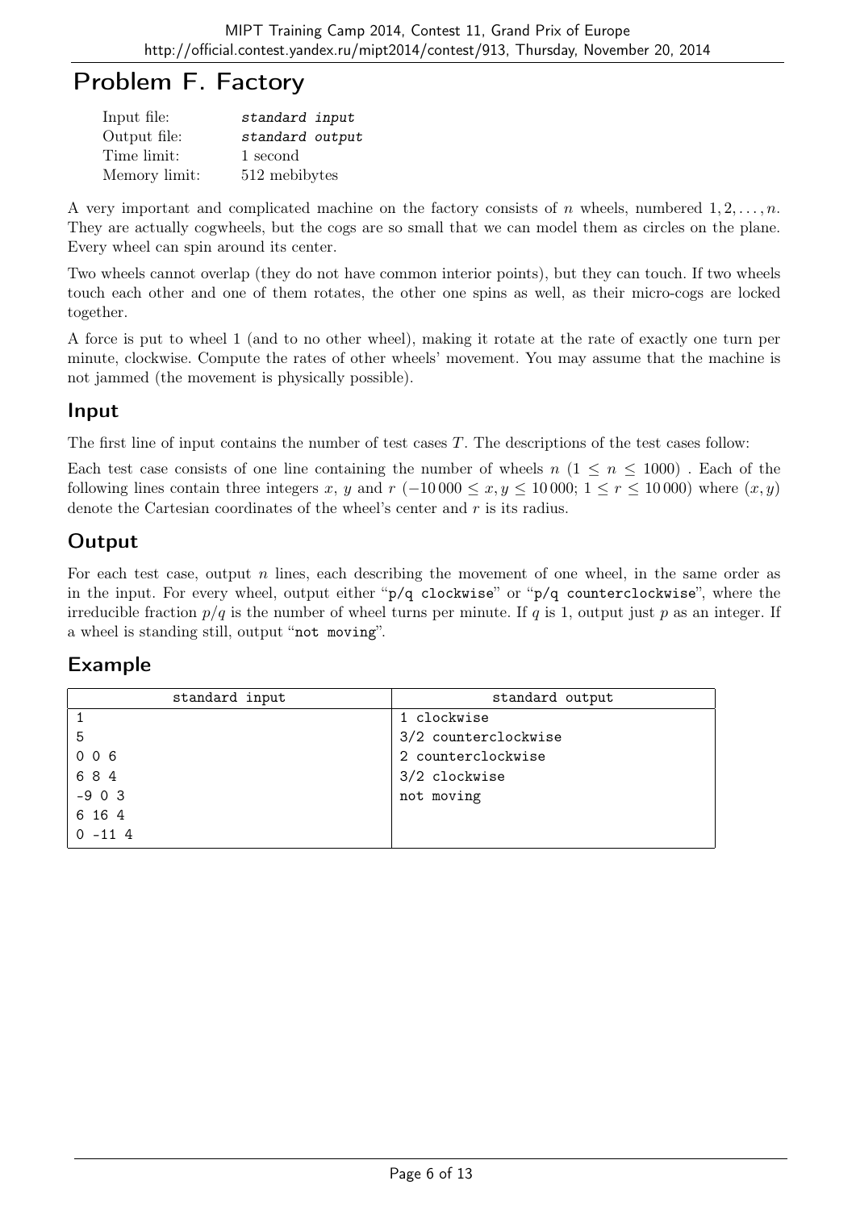# Problem F. Factory

| | |
|---|---|
| Input file: | *standard input* |
| Output file: | *standard output* |
| Time limit: | 1 second |
| Memory limit: | 512 mebibytes |

A very important and complicated machine on the factory consists of $n$ wheels, numbered $1, 2, \ldots, n$. They are actually cogwheels, but the cogs are so small that we can model them as circles on the plane. Every wheel can spin around its center.

Two wheels cannot overlap (they do not have common interior points), but they can touch. If two wheels touch each other and one of them rotates, the other one spins as well, as their micro-cogs are locked together.

A force is put to wheel 1 (and to no other wheel), making it rotate at the rate of exactly one turn per minute, clockwise. Compute the rates of other wheels' movement. You may assume that the machine is not jammed (the movement is physically possible).

## Input

The first line of input contains the number of test cases $T$. The descriptions of the test cases follow:

Each test case consists of one line containing the number of wheels $n$ ($1 \leq n \leq 1000$) . Each of the following lines contain three integers $x$, $y$ and $r$ ($-10\,000 \leq x, y \leq 10\,000$; $1 \leq r \leq 10\,000$) where $(x, y)$ denote the Cartesian coordinates of the wheel's center and $r$ is its radius.

## Output

For each test case, output $n$ lines, each describing the movement of one wheel, in the same order as in the input. For every wheel, output either "`p/q clockwise`" or "`p/q counterclockwise`", where the irreducible fraction $p/q$ is the number of wheel turns per minute. If $q$ is 1, output just $p$ as an integer. If a wheel is standing still, output "`not moving`".

## Example

| standard input | standard output |
|---|---|
| 1<br>5<br>0 0 6<br>6 8 4<br>-9 0 3<br>6 16 4<br>0 -11 4 | 1 clockwise<br>3/2 counterclockwise<br>2 counterclockwise<br>3/2 clockwise<br>not moving |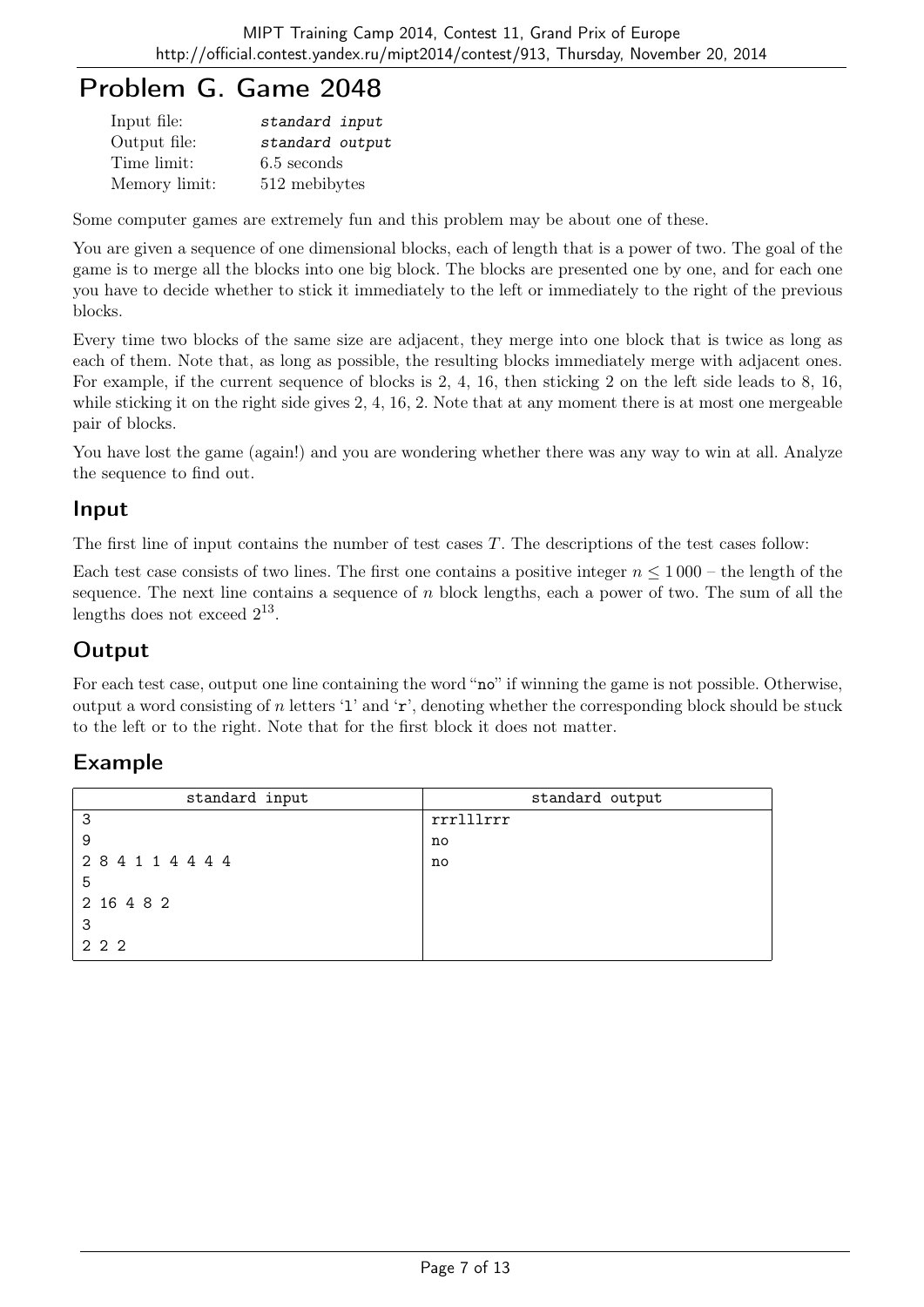# Problem G. Game 2048

| | |
|---|---|
| Input file: | *standard input* |
| Output file: | *standard output* |
| Time limit: | 6.5 seconds |
| Memory limit: | 512 mebibytes |

Some computer games are extremely fun and this problem may be about one of these.

You are given a sequence of one dimensional blocks, each of length that is a power of two. The goal of the game is to merge all the blocks into one big block. The blocks are presented one by one, and for each one you have to decide whether to stick it immediately to the left or immediately to the right of the previous blocks.

Every time two blocks of the same size are adjacent, they merge into one block that is twice as long as each of them. Note that, as long as possible, the resulting blocks immediately merge with adjacent ones. For example, if the current sequence of blocks is 2, 4, 16, then sticking 2 on the left side leads to 8, 16, while sticking it on the right side gives 2, 4, 16, 2. Note that at any moment there is at most one mergeable pair of blocks.

You have lost the game (again!) and you are wondering whether there was any way to win at all. Analyze the sequence to find out.

## Input

The first line of input contains the number of test cases $T$. The descriptions of the test cases follow:

Each test case consists of two lines. The first one contains a positive integer $n \leq 1\,000$ – the length of the sequence. The next line contains a sequence of $n$ block lengths, each a power of two. The sum of all the lengths does not exceed $2^{13}$.

## Output

For each test case, output one line containing the word "no" if winning the game is not possible. Otherwise, output a word consisting of $n$ letters 'l' and 'r', denoting whether the corresponding block should be stuck to the left or to the right. Note that for the first block it does not matter.

## Example

| standard input | standard output |
|---|---|
| 3<br>9<br>2 8 4 1 1 4 4 4 4<br>5<br>2 16 4 8 2<br>3<br>2 2 2 | rrrlllrrr<br>no<br>no |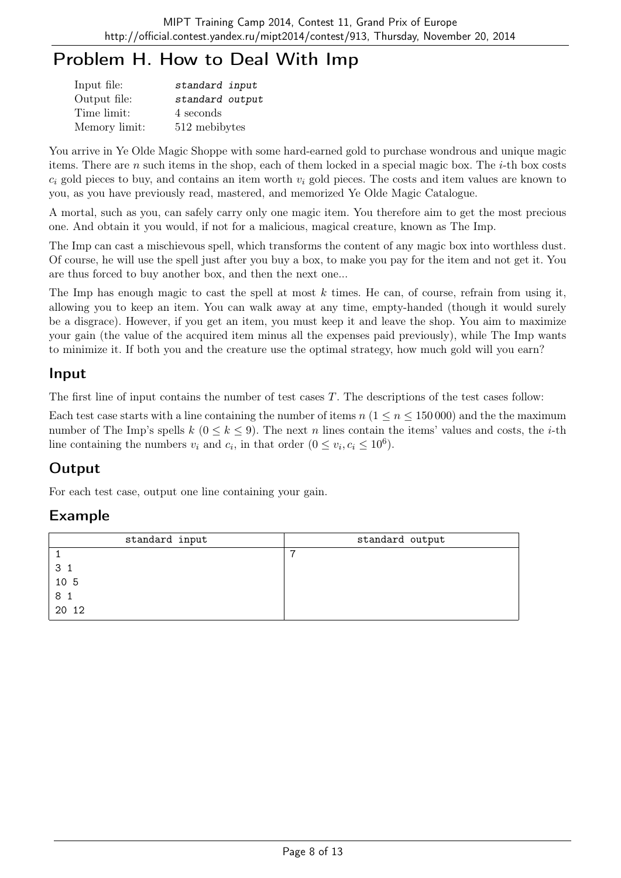# Problem H. How to Deal With Imp

| | |
|---|---|
| Input file: | *standard input* |
| Output file: | *standard output* |
| Time limit: | 4 seconds |
| Memory limit: | 512 mebibytes |

You arrive in Ye Olde Magic Shoppe with some hard-earned gold to purchase wondrous and unique magic items. There are $n$ such items in the shop, each of them locked in a special magic box. The $i$-th box costs $c_i$ gold pieces to buy, and contains an item worth $v_i$ gold pieces. The costs and item values are known to you, as you have previously read, mastered, and memorized Ye Olde Magic Catalogue.

A mortal, such as you, can safely carry only one magic item. You therefore aim to get the most precious one. And obtain it you would, if not for a malicious, magical creature, known as The Imp.

The Imp can cast a mischievous spell, which transforms the content of any magic box into worthless dust. Of course, he will use the spell just after you buy a box, to make you pay for the item and not get it. You are thus forced to buy another box, and then the next one...

The Imp has enough magic to cast the spell at most $k$ times. He can, of course, refrain from using it, allowing you to keep an item. You can walk away at any time, empty-handed (though it would surely be a disgrace). However, if you get an item, you must keep it and leave the shop. You aim to maximize your gain (the value of the acquired item minus all the expenses paid previously), while The Imp wants to minimize it. If both you and the creature use the optimal strategy, how much gold will you earn?

## Input

The first line of input contains the number of test cases $T$. The descriptions of the test cases follow:

Each test case starts with a line containing the number of items $n$ ($1 \le n \le 150\,000$) and the the maximum number of The Imp's spells $k$ ($0 \le k \le 9$). The next $n$ lines contain the items' values and costs, the $i$-th line containing the numbers $v_i$ and $c_i$, in that order ($0 \le v_i, c_i \le 10^6$).

## Output

For each test case, output one line containing your gain.

## Example

| standard input | standard output |
|---|---|
| 1<br>3 1<br>10 5<br>8 1<br>20 12 | 7 |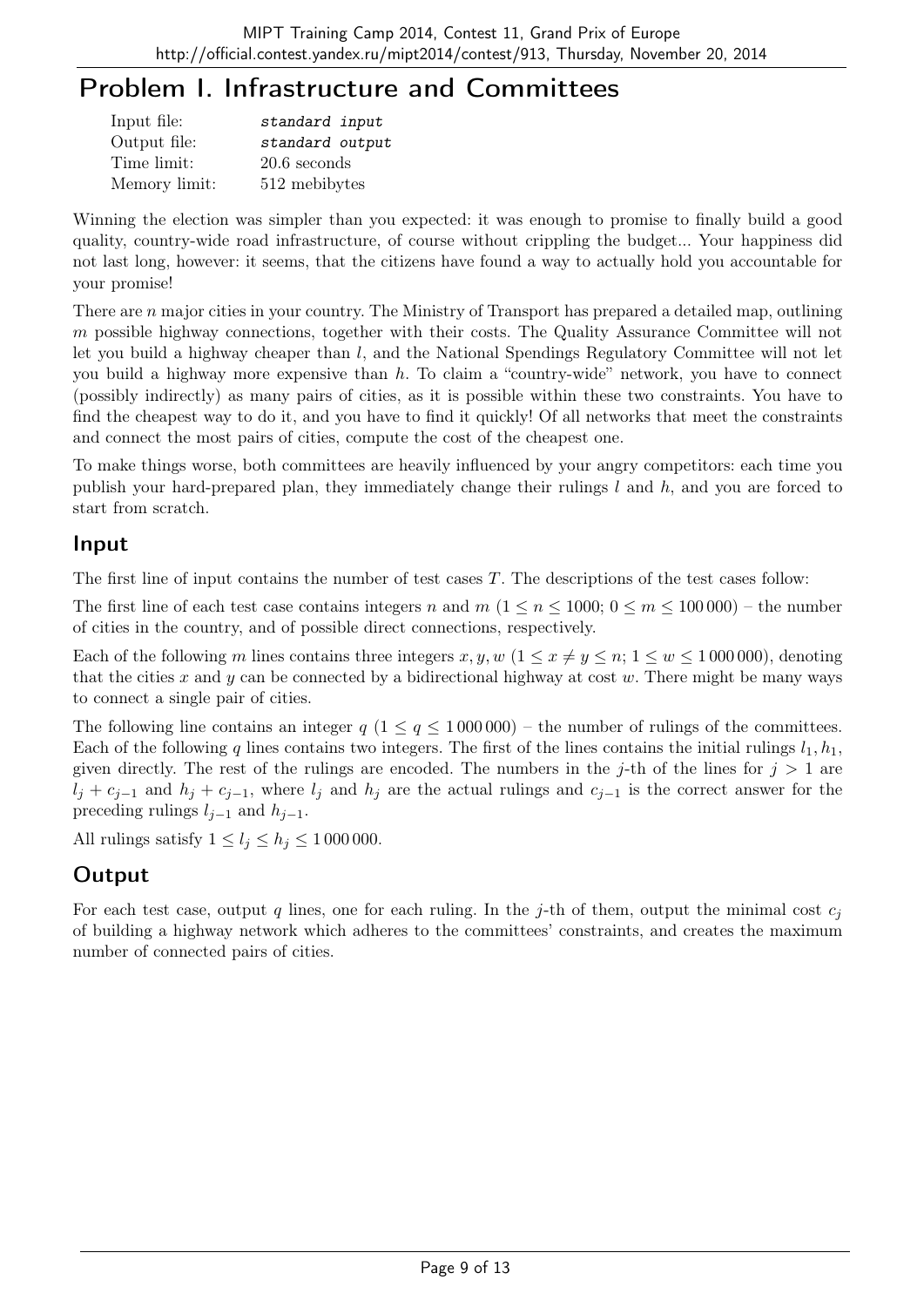# Problem I. Infrastructure and Committees

| | |
|---|---|
| Input file: | *standard input* |
| Output file: | *standard output* |
| Time limit: | 20.6 seconds |
| Memory limit: | 512 mebibytes |

Winning the election was simpler than you expected: it was enough to promise to finally build a good quality, country-wide road infrastructure, of course without crippling the budget... Your happiness did not last long, however: it seems, that the citizens have found a way to actually hold you accountable for your promise!

There are $n$ major cities in your country. The Ministry of Transport has prepared a detailed map, outlining $m$ possible highway connections, together with their costs. The Quality Assurance Committee will not let you build a highway cheaper than $l$, and the National Spendings Regulatory Committee will not let you build a highway more expensive than $h$. To claim a "country-wide" network, you have to connect (possibly indirectly) as many pairs of cities, as it is possible within these two constraints. You have to find the cheapest way to do it, and you have to find it quickly! Of all networks that meet the constraints and connect the most pairs of cities, compute the cost of the cheapest one.

To make things worse, both committees are heavily influenced by your angry competitors: each time you publish your hard-prepared plan, they immediately change their rulings $l$ and $h$, and you are forced to start from scratch.

## Input

The first line of input contains the number of test cases $T$. The descriptions of the test cases follow:

The first line of each test case contains integers $n$ and $m$ ($1 \le n \le 1000$; $0 \le m \le 100\,000$) – the number of cities in the country, and of possible direct connections, respectively.

Each of the following $m$ lines contains three integers $x, y, w$ ($1 \le x \ne y \le n$; $1 \le w \le 1\,000\,000$), denoting that the cities $x$ and $y$ can be connected by a bidirectional highway at cost $w$. There might be many ways to connect a single pair of cities.

The following line contains an integer $q$ ($1 \le q \le 1\,000\,000$) – the number of rulings of the committees. Each of the following $q$ lines contains two integers. The first of the lines contains the initial rulings $l_1, h_1$, given directly. The rest of the rulings are encoded. The numbers in the $j$-th of the lines for $j > 1$ are $l_j + c_{j-1}$ and $h_j + c_{j-1}$, where $l_j$ and $h_j$ are the actual rulings and $c_{j-1}$ is the correct answer for the preceding rulings $l_{j-1}$ and $h_{j-1}$.

All rulings satisfy $1 \le l_j \le h_j \le 1\,000\,000$.

## Output

For each test case, output $q$ lines, one for each ruling. In the $j$-th of them, output the minimal cost $c_j$ of building a highway network which adheres to the committees' constraints, and creates the maximum number of connected pairs of cities.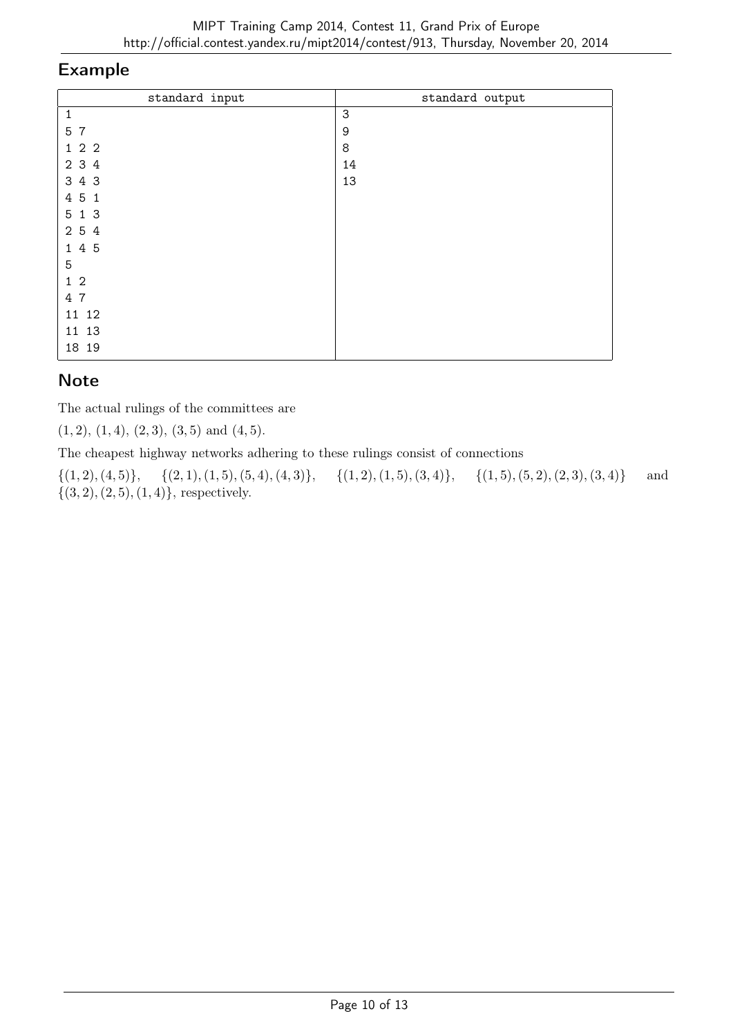## Example

| standard input | standard output |
|---|---|
| 1<br>5 7<br>1 2 2<br>2 3 4<br>3 4 3<br>4 5 1<br>5 1 3<br>2 5 4<br>1 4 5<br>5<br>1 2<br>4 7<br>11 12<br>11 13<br>18 19 | 3<br>9<br>8<br>14<br>13 |

## Note

The actual rulings of the committees are

$(1, 2)$, $(1, 4)$, $(2, 3)$, $(3, 5)$ and $(4, 5)$.

The cheapest highway networks adhering to these rulings consist of connections

$\{(1, 2), (4, 5)\}$, $\{(2, 1), (1, 5), (5, 4), (4, 3)\}$, $\{(1, 2), (1, 5), (3, 4)\}$, $\{(1, 5), (5, 2), (2, 3), (3, 4)\}$ and $\{(3, 2), (2, 5), (1, 4)\}$, respectively.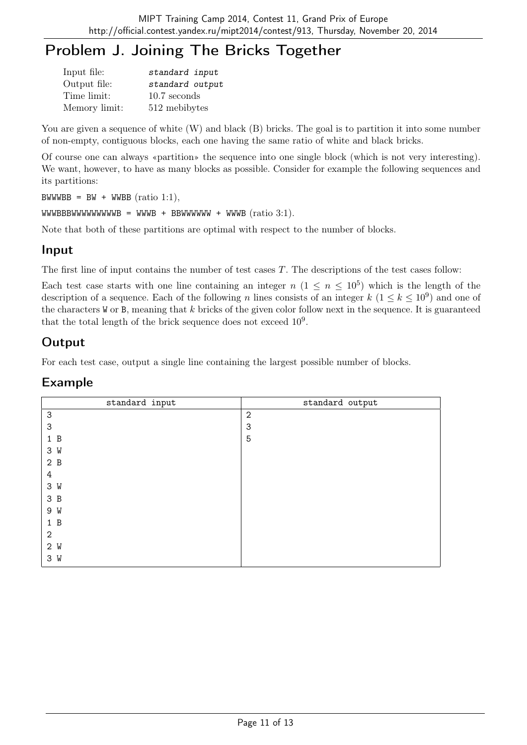# Problem J. Joining The Bricks Together

| | |
|---|---|
| Input file: | *standard input* |
| Output file: | *standard output* |
| Time limit: | 10.7 seconds |
| Memory limit: | 512 mebibytes |

You are given a sequence of white (W) and black (B) bricks. The goal is to partition it into some number of non-empty, contiguous blocks, each one having the same ratio of white and black bricks.

Of course one can always «partition» the sequence into one single block (which is not very interesting). We want, however, to have as many blocks as possible. Consider for example the following sequences and its partitions:

`BWWWBB = BW + WWBB` (ratio 1:1),

`WWWBBBWWWWWWWWWB = WWWB + BBWWWWWW + WWWB` (ratio 3:1).

Note that both of these partitions are optimal with respect to the number of blocks.

## Input

The first line of input contains the number of test cases $T$. The descriptions of the test cases follow:

Each test case starts with one line containing an integer $n$ ($1 \le n \le 10^5$) which is the length of the description of a sequence. Each of the following $n$ lines consists of an integer $k$ ($1 \le k \le 10^9$) and one of the characters W or B, meaning that $k$ bricks of the given color follow next in the sequence. It is guaranteed that the total length of the brick sequence does not exceed $10^9$.

## Output

For each test case, output a single line containing the largest possible number of blocks.

## Example

| standard input | standard output |
|---|---|
| 3<br>3<br>1 B<br>3 W<br>2 B<br>4<br>3 W<br>3 B<br>9 W<br>1 B<br>2<br>2 W<br>3 W | 2<br>3<br>5 |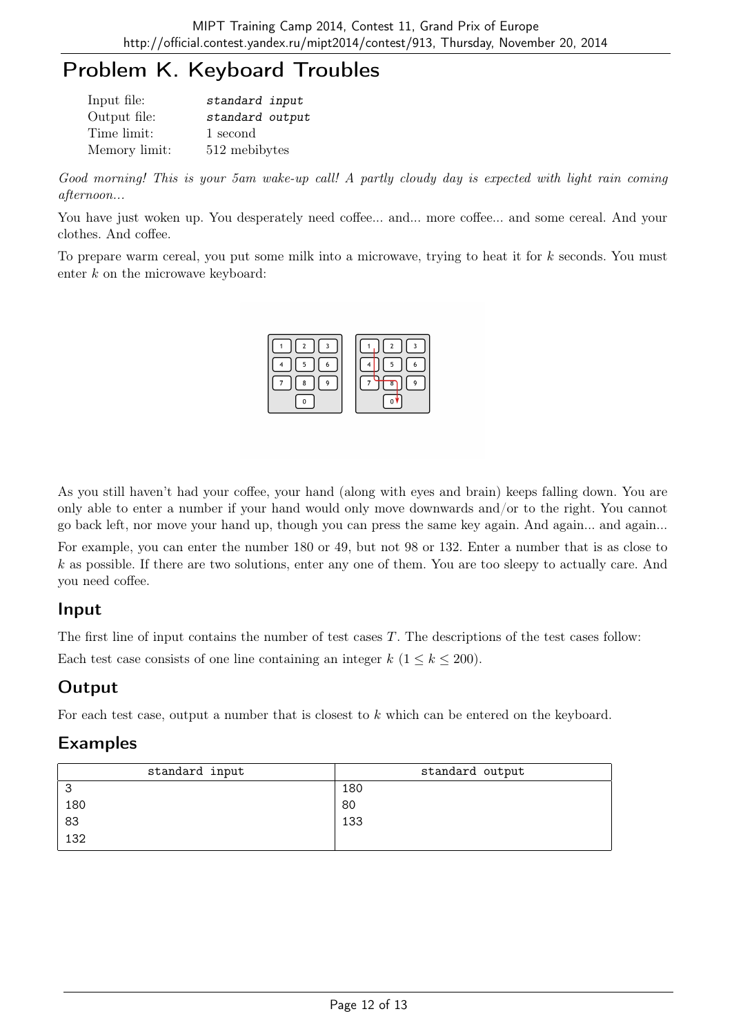# Problem K. Keyboard Troubles

| | |
|---|---|
| Input file: | *standard input* |
| Output file: | *standard output* |
| Time limit: | 1 second |
| Memory limit: | 512 mebibytes |

*Good morning! This is your 5am wake-up call! A partly cloudy day is expected with light rain coming afternoon...*

You have just woken up. You desperately need coffee... and... more coffee... and some cereal. And your clothes. And coffee.

To prepare warm cereal, you put some milk into a microwave, trying to heat it for $k$ seconds. You must enter $k$ on the microwave keyboard:

As you still haven't had your coffee, your hand (along with eyes and brain) keeps falling down. You are only able to enter a number if your hand would only move downwards and/or to the right. You cannot go back left, nor move your hand up, though you can press the same key again. And again... and again...

For example, you can enter the number 180 or 49, but not 98 or 132. Enter a number that is as close to $k$ as possible. If there are two solutions, enter any one of them. You are too sleepy to actually care. And you need coffee.

## Input

The first line of input contains the number of test cases $T$. The descriptions of the test cases follow:

Each test case consists of one line containing an integer $k$ ($1 \leq k \leq 200$).

## Output

For each test case, output a number that is closest to $k$ which can be entered on the keyboard.

## Examples

| standard input | standard output |
|---|---|
| 3<br>180<br>83<br>132 | 180<br>80<br>133 |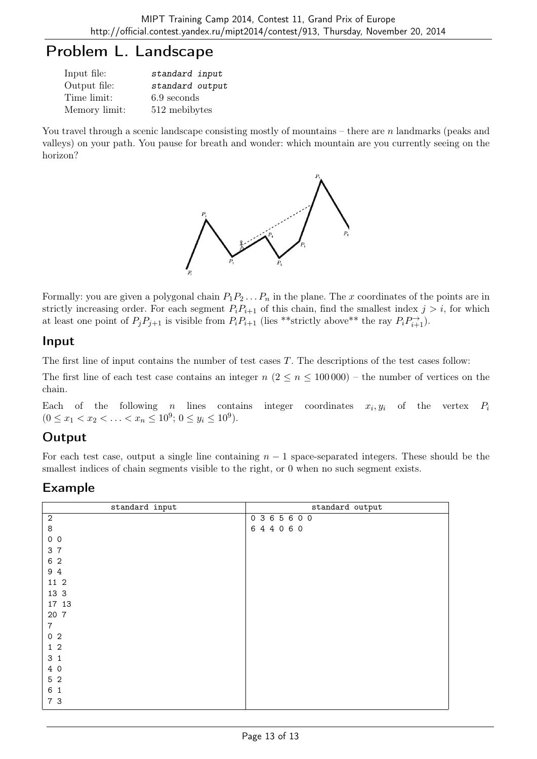# Problem L. Landscape

| | |
|---|---|
| Input file: | *standard input* |
| Output file: | *standard output* |
| Time limit: | 6.9 seconds |
| Memory limit: | 512 mebibytes |

You travel through a scenic landscape consisting mostly of mountains – there are $n$ landmarks (peaks and valleys) on your path. You pause for breath and wonder: which mountain are you currently seeing on the horizon?

$P_1$
$P_2$
$P_3$
$P_4$
$P_5$
$P_6$
$P_7$
$P_8$

Formally: you are given a polygonal chain $P_1P_2 \ldots P_n$ in the plane. The $x$ coordinates of the points are in strictly increasing order. For each segment $P_iP_{i+1}$ of this chain, find the smallest index $j > i$, for which at least one point of $P_jP_{j+1}$ is visible from $P_iP_{i+1}$ (lies **strictly above** the ray $\overrightarrow{P_iP_{i+1}}$).

## Input

The first line of input contains the number of test cases $T$. The descriptions of the test cases follow:

The first line of each test case contains an integer $n$ ($2 \le n \le 100\,000$) – the number of vertices on the chain.

Each of the following $n$ lines contains integer coordinates $x_i, y_i$ of the vertex $P_i$ ($0 \le x_1 < x_2 < \ldots < x_n \le 10^9$; $0 \le y_i \le 10^9$).

## Output

For each test case, output a single line containing $n - 1$ space-separated integers. These should be the smallest indices of chain segments visible to the right, or 0 when no such segment exists.

## Example

| standard input | standard output |
|---|---|
| 2<br>8<br>0 0<br>3 7<br>6 2<br>9 4<br>11 2<br>13 3<br>17 13<br>20 7<br>7<br>0 2<br>1 2<br>3 1<br>4 0<br>5 2<br>6 1<br>7 3 | 0 3 6 5 6 0 0<br>6 4 4 0 6 0 |